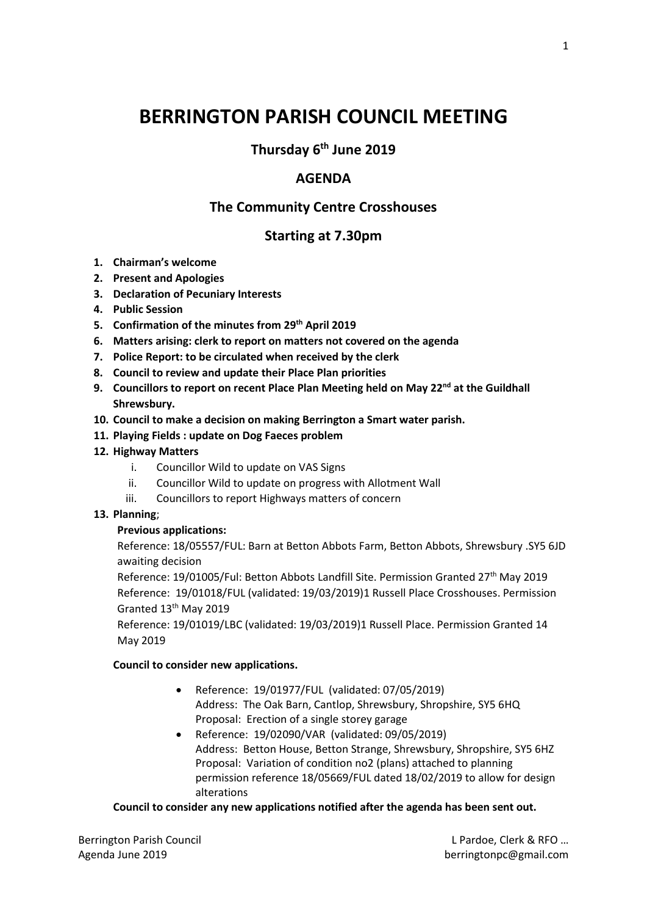# BERRINGTON PARISH COUNCIL MEETING

## Thursday 6th June 2019

## AGENDA

## The Community Centre Crosshouses

## Starting at 7.30pm

1. **Chairman's welcome**
2. **Present and Apologies**
3. **Declaration of Pecuniary Interests**
4. **Public Session**
5. **Confirmation of the minutes from 29th April 2019**
6. **Matters arising: clerk to report on matters not covered on the agenda**
7. **Police Report: to be circulated when received by the clerk**
8. **Council to review and update their Place Plan priorities**
9. **Councillors to report on recent Place Plan Meeting held on May 22nd at the Guildhall Shrewsbury.**
10. **Council to make a decision on making Berrington a Smart water parish.**
11. **Playing Fields : update on Dog Faeces problem**
12. **Highway Matters**
    1. Councillor Wild to update on VAS Signs
    2. Councillor Wild to update on progress with Allotment Wall
    3. Councillors to report Highways matters of concern
13. **Planning**;

    **Previous applications:**

    Reference: 18/05557/FUL: Barn at Betton Abbots Farm, Betton Abbots, Shrewsbury .SY5 6JD awaiting decision

    Reference: 19/01005/Ful: Betton Abbots Landfill Site. Permission Granted 27th May 2019

    Reference: 19/01018/FUL (validated: 19/03/2019)1 Russell Place Crosshouses. Permission Granted 13th May 2019

    Reference: 19/01019/LBC (validated: 19/03/2019)1 Russell Place. Permission Granted 14 May 2019

    **Council to consider new applications.**

    - Reference: 19/01977/FUL (validated: 07/05/2019)
      Address: The Oak Barn, Cantlop, Shrewsbury, Shropshire, SY5 6HQ
      Proposal: Erection of a single storey garage
    - Reference: 19/02090/VAR (validated: 09/05/2019)
      Address: Betton House, Betton Strange, Shrewsbury, Shropshire, SY5 6HZ
      Proposal: Variation of condition no2 (plans) attached to planning permission reference 18/05669/FUL dated 18/02/2019 to allow for design alterations

    **Council to consider any new applications notified after the agenda has been sent out.**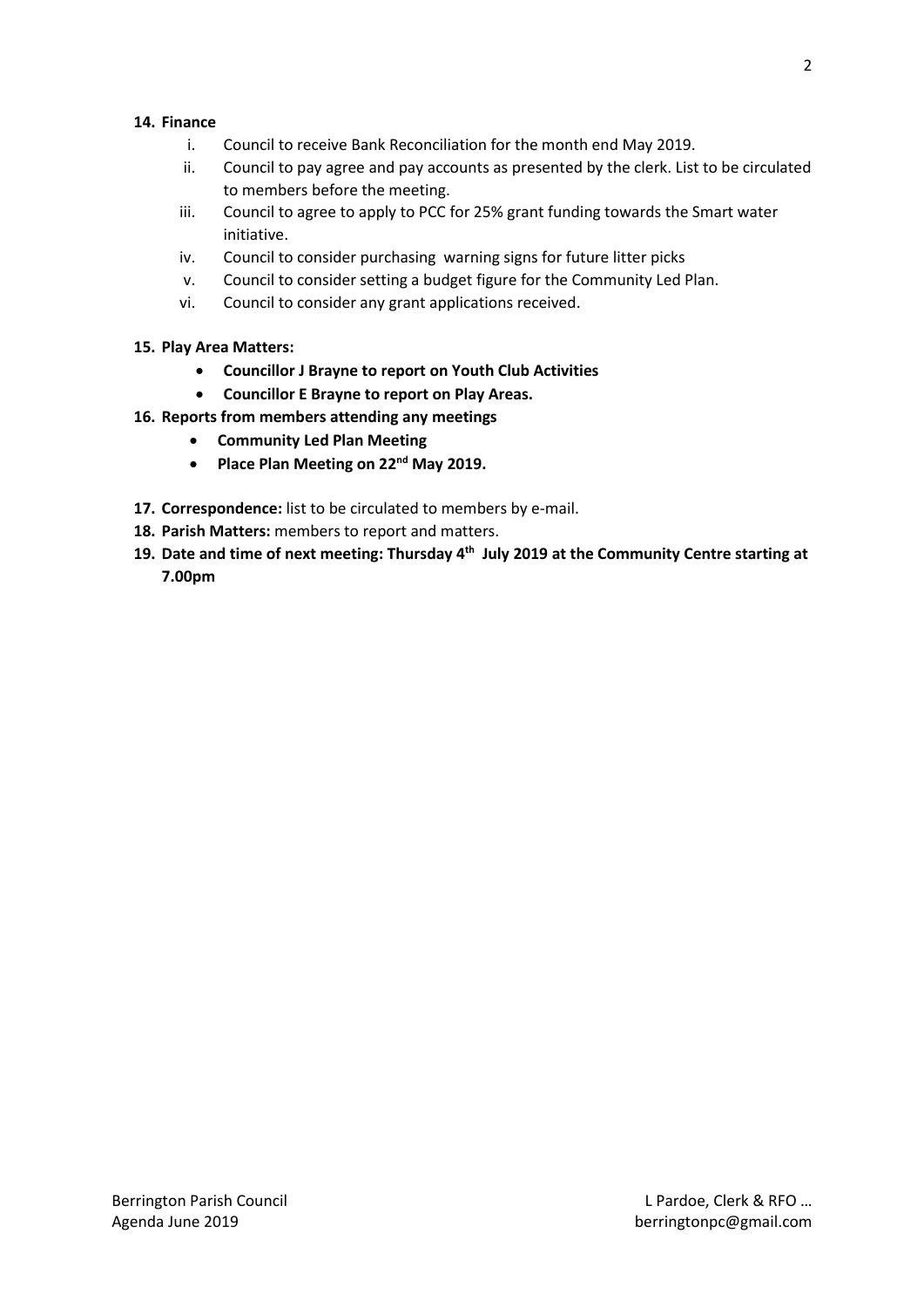**14. Finance**

   i. Council to receive Bank Reconciliation for the month end May 2019.
   ii. Council to pay agree and pay accounts as presented by the clerk. List to be circulated to members before the meeting.
   iii. Council to agree to apply to PCC for 25% grant funding towards the Smart water initiative.
   iv. Council to consider purchasing warning signs for future litter picks
   v. Council to consider setting a budget figure for the Community Led Plan.
   vi. Council to consider any grant applications received.

**15. Play Area Matters:**

- **Councillor J Brayne to report on Youth Club Activities**
- **Councillor E Brayne to report on Play Areas.**

**16. Reports from members attending any meetings**

- **Community Led Plan Meeting**
- **Place Plan Meeting on 22nd May 2019.**

**17. Correspondence:** list to be circulated to members by e-mail.

**18. Parish Matters:** members to report and matters.

**19. Date and time of next meeting: Thursday 4th July 2019 at the Community Centre starting at 7.00pm**

Berrington Parish Council
Agenda June 2019

L Pardoe, Clerk & RFO …
berringtonpc@gmail.com